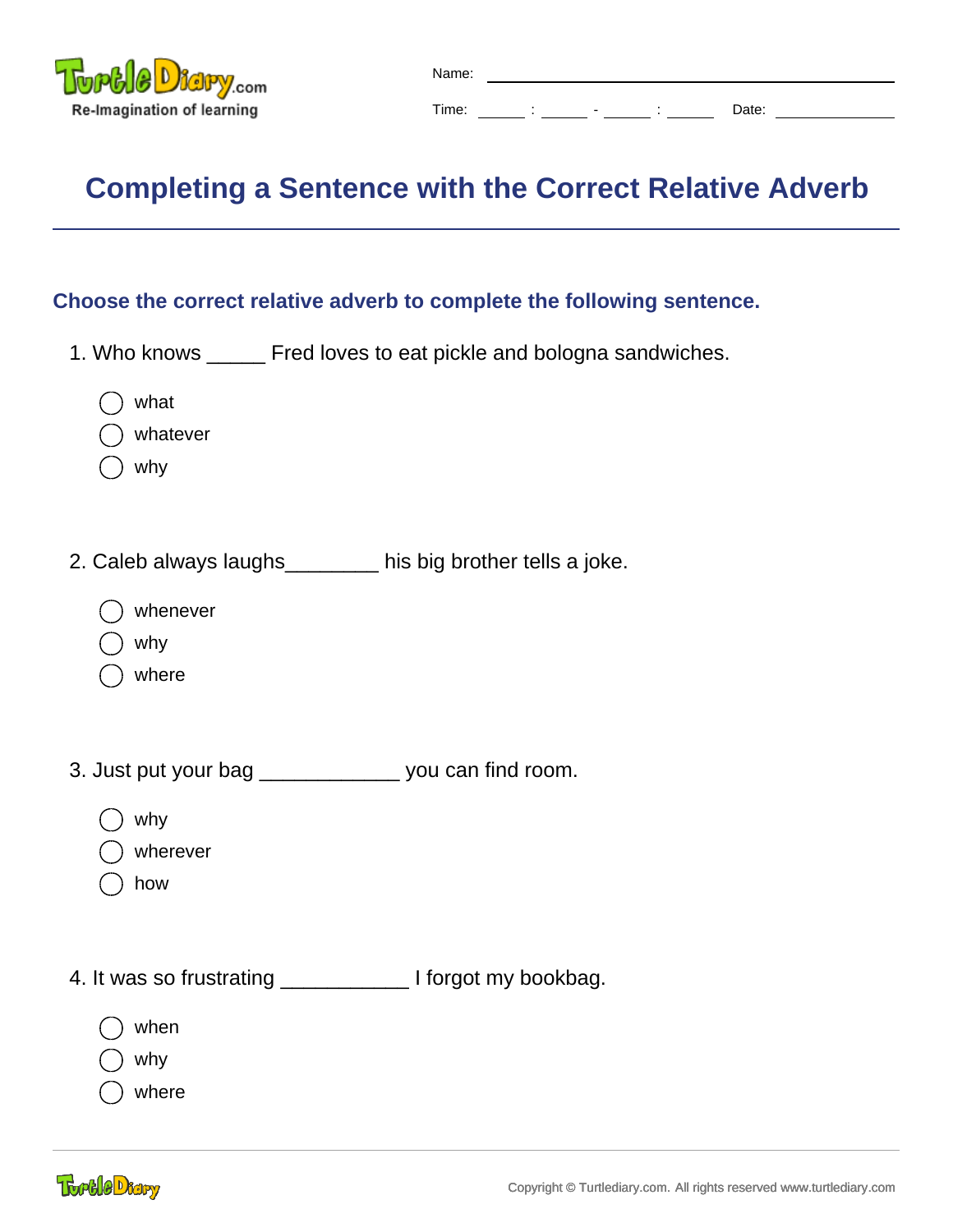Name: \_\_\_\_\_\_\_\_\_\_\_\_\_\_\_\_\_\_\_\_\_\_\_\_\_\_\_\_\_\_

Time: \_\_\_\_\_ : \_\_\_\_\_ - \_\_\_\_\_ : \_\_\_\_\_ Date: \_\_\_\_\_\_\_\_\_\_\_\_

# Completing a Sentence with the Correct Relative Adverb

## Choose the correct relative adverb to complete the following sentence.

1. Who knows _____ Fred loves to eat pickle and bologna sandwiches.

   - ◯ what
   - ◯ whatever
   - ◯ why

2. Caleb always laughs________ his big brother tells a joke.

   - ◯ whenever
   - ◯ why
   - ◯ where

3. Just put your bag ____________ you can find room.

   - ◯ why
   - ◯ wherever
   - ◯ how

4. It was so frustrating ___________ I forgot my bookbag.

   - ◯ when
   - ◯ why
   - ◯ where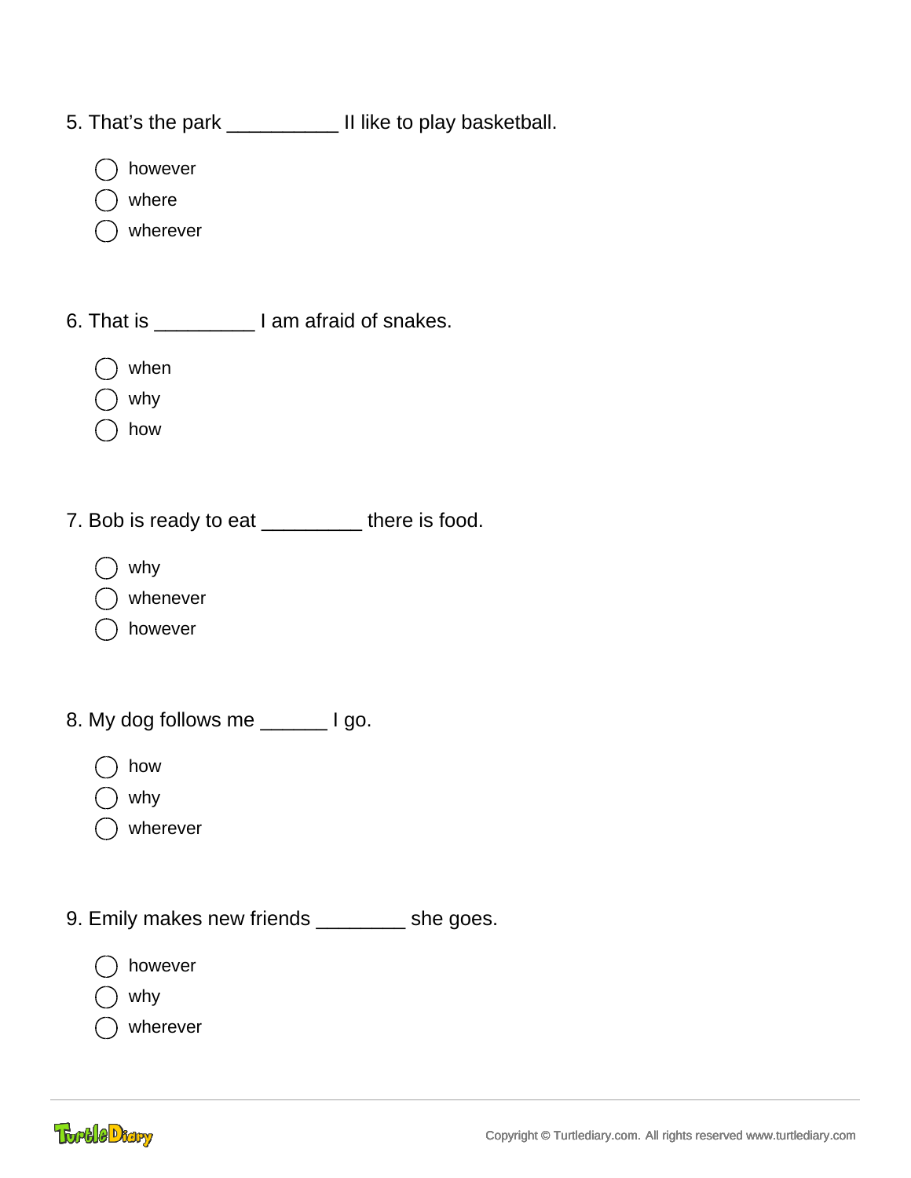5. That's the park __________ II like to play basketball.

- ◯ however
- ◯ where
- ◯ wherever

6. That is _________ I am afraid of snakes.

- ◯ when
- ◯ why
- ◯ how

7. Bob is ready to eat _________ there is food.

- ◯ why
- ◯ whenever
- ◯ however

8. My dog follows me ______ I go.

- ◯ how
- ◯ why
- ◯ wherever

9. Emily makes new friends ________ she goes.

- ◯ however
- ◯ why
- ◯ wherever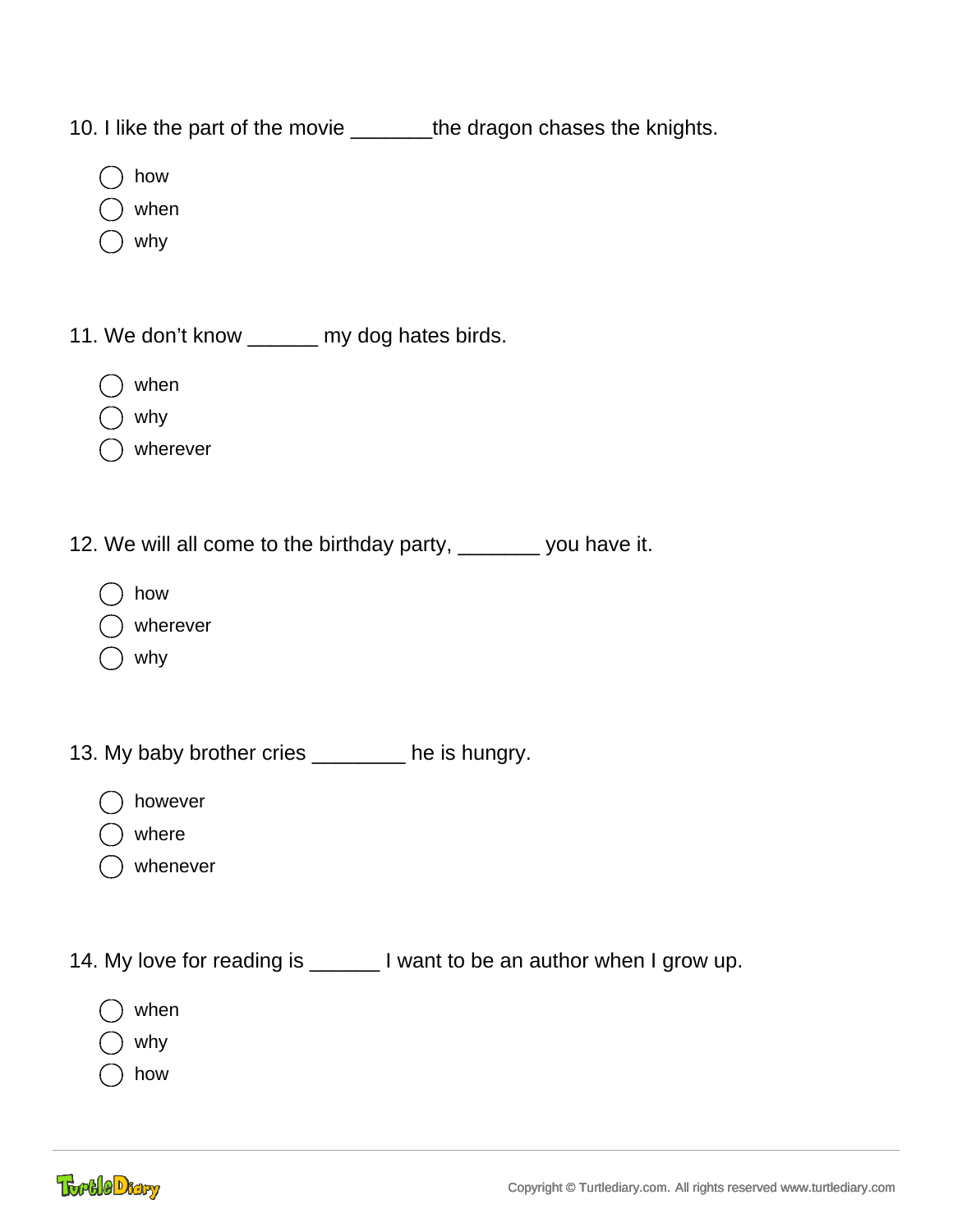10. I like the part of the movie _______the dragon chases the knights.

- ◯ how
- ◯ when
- ◯ why

11. We don't know ______ my dog hates birds.

- ◯ when
- ◯ why
- ◯ wherever

12. We will all come to the birthday party, _______ you have it.

- ◯ how
- ◯ wherever
- ◯ why

13. My baby brother cries ________ he is hungry.

- ◯ however
- ◯ where
- ◯ whenever

14. My love for reading is ______ I want to be an author when I grow up.

- ◯ when
- ◯ why
- ◯ how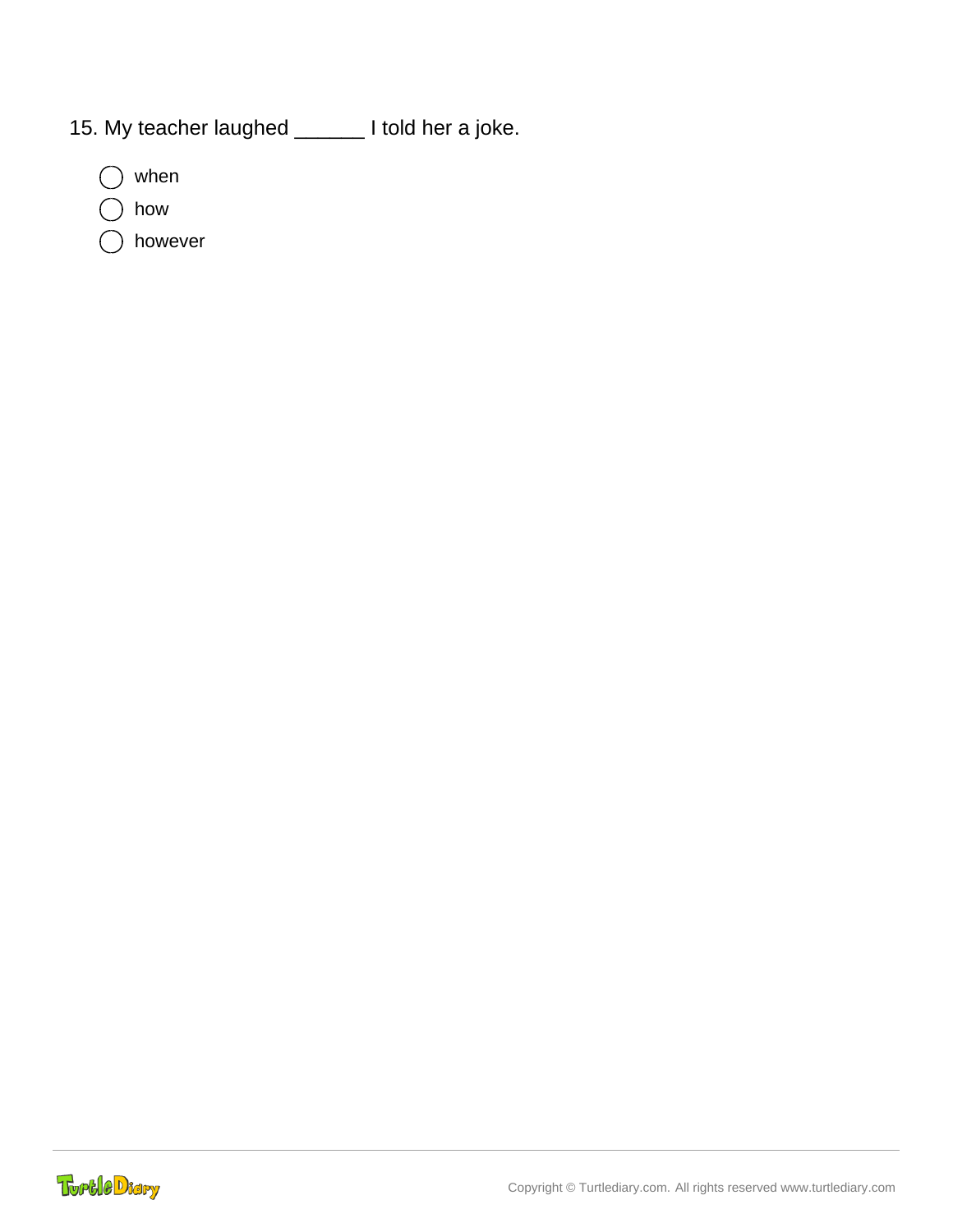15. My teacher laughed ______ I told her a joke.

- ◯ when
- ◯ how
- ◯ however